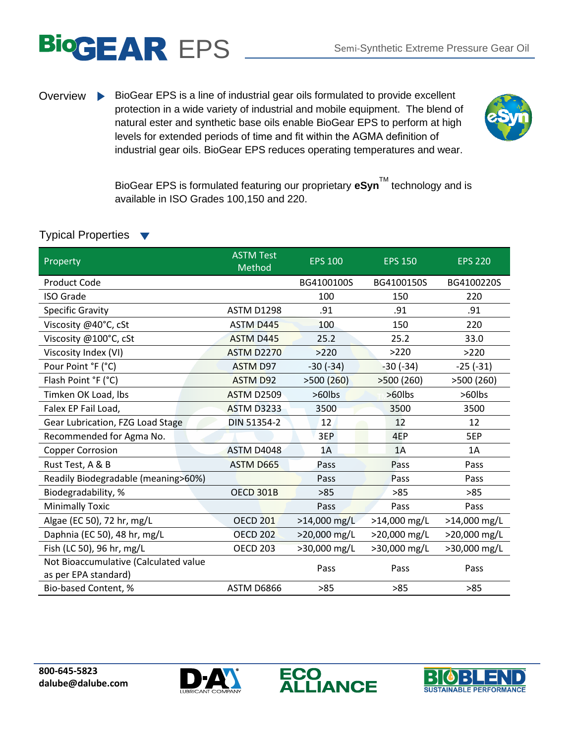# BioGEAR EPS

Semi-Synthetic Extreme Pressure Gear Oil

**Overview**

BioGear EPS is a line of industrial gear oils formulated to provide excellent protection in a wide variety of industrial and mobile equipment. The blend of natural ester and synthetic base oils enable BioGear EPS to perform at high levels for extended periods of time and fit within the AGMA definition of industrial gear oils. BioGear EPS reduces operating temperatures and wear.

BioGear EPS is formulated featuring our proprietary **eSyn**™ technology and is available in ISO Grades 100,150 and 220.

## Typical Properties

| Property | ASTM Test Method | EPS 100 | EPS 150 | EPS 220 |
|---|---|---|---|---|
| Product Code | | BG4100100S | BG4100150S | BG4100220S |
| ISO Grade | | 100 | 150 | 220 |
| Specific Gravity | ASTM D1298 | .91 | .91 | .91 |
| Viscosity @40°C, cSt | ASTM D445 | 100 | 150 | 220 |
| Viscosity @100°C, cSt | ASTM D445 | 25.2 | 25.2 | 33.0 |
| Viscosity Index (VI) | ASTM D2270 | >220 | >220 | >220 |
| Pour Point °F (°C) | ASTM D97 | -30 (-34) | -30 (-34) | -25 (-31) |
| Flash Point °F (°C) | ASTM D92 | >500 (260) | >500 (260) | >500 (260) |
| Timken OK Load, lbs | ASTM D2509 | >60lbs | >60lbs | >60lbs |
| Falex EP Fail Load, | ASTM D3233 | 3500 | 3500 | 3500 |
| Gear Lubrication, FZG Load Stage | DIN 51354-2 | 12 | 12 | 12 |
| Recommended for Agma No. | | 3EP | 4EP | 5EP |
| Copper Corrosion | ASTM D4048 | 1A | 1A | 1A |
| Rust Test, A & B | ASTM D665 | Pass | Pass | Pass |
| Readily Biodegradable (meaning>60%) | | Pass | Pass | Pass |
| Biodegradability, % | OECD 301B | >85 | >85 | >85 |
| Minimally Toxic | | Pass | Pass | Pass |
| Algae (EC 50), 72 hr, mg/L | OECD 201 | >14,000 mg/L | >14,000 mg/L | >14,000 mg/L |
| Daphnia (EC 50), 48 hr, mg/L | OECD 202 | >20,000 mg/L | >20,000 mg/L | >20,000 mg/L |
| Fish (LC 50), 96 hr, mg/L | OECD 203 | >30,000 mg/L | >30,000 mg/L | >30,000 mg/L |
| Not Bioaccumulative (Calculated value as per EPA standard) | | Pass | Pass | Pass |
| Bio-based Content, % | ASTM D6866 | >85 | >85 | >85 |

**800-645-5823**
**dalube@dalube.com**

D-A LUBRICANT COMPANY — ECO ALLIANCE — BIOBLEND SUSTAINABLE PERFORMANCE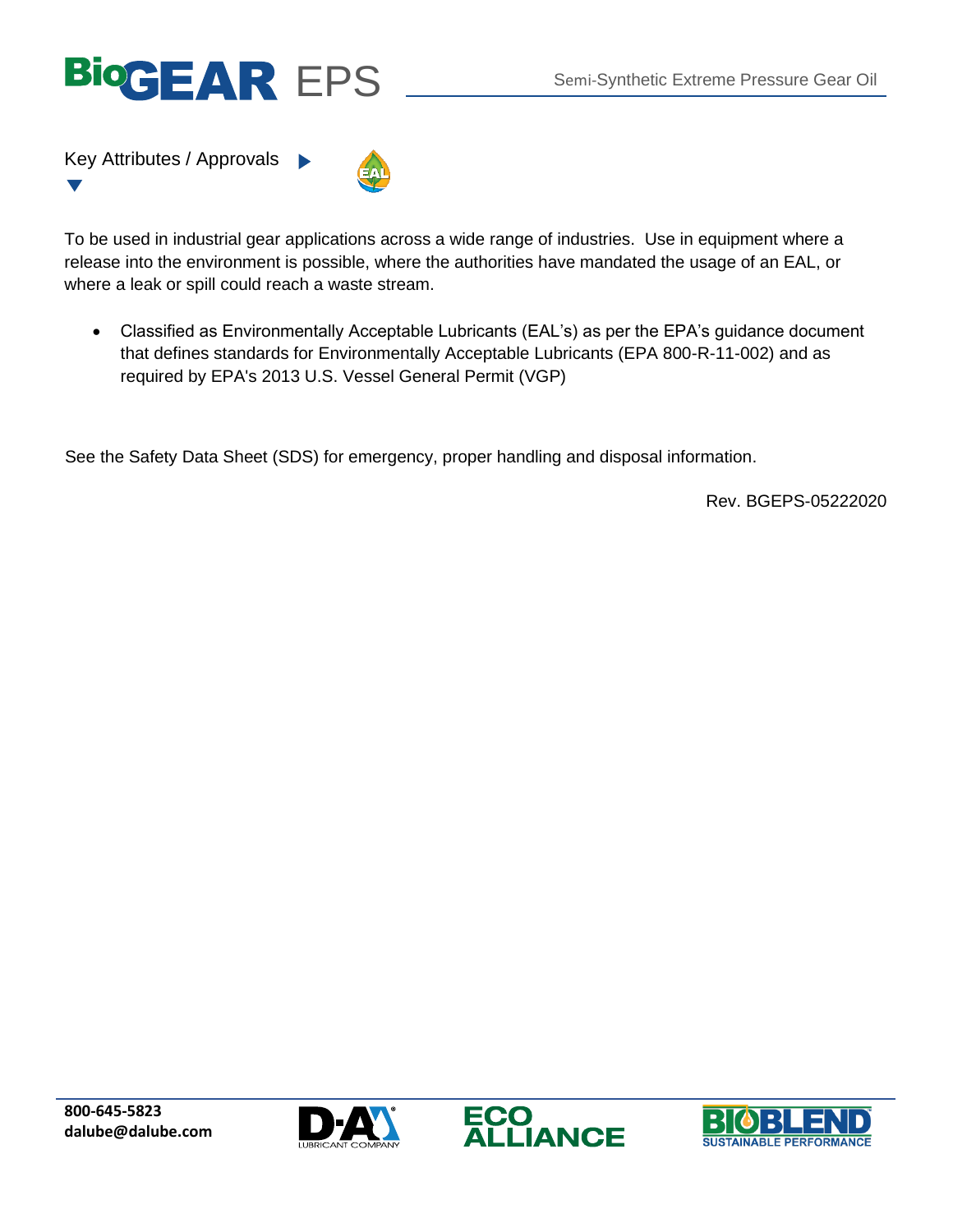Key Attributes / Approvals

To be used in industrial gear applications across a wide range of industries. Use in equipment where a release into the environment is possible, where the authorities have mandated the usage of an EAL, or where a leak or spill could reach a waste stream.

- Classified as Environmentally Acceptable Lubricants (EAL's) as per the EPA's guidance document that defines standards for Environmentally Acceptable Lubricants (EPA 800-R-11-002) and as required by EPA's 2013 U.S. Vessel General Permit (VGP)

See the Safety Data Sheet (SDS) for emergency, proper handling and disposal information.

Rev. BGEPS-05222020